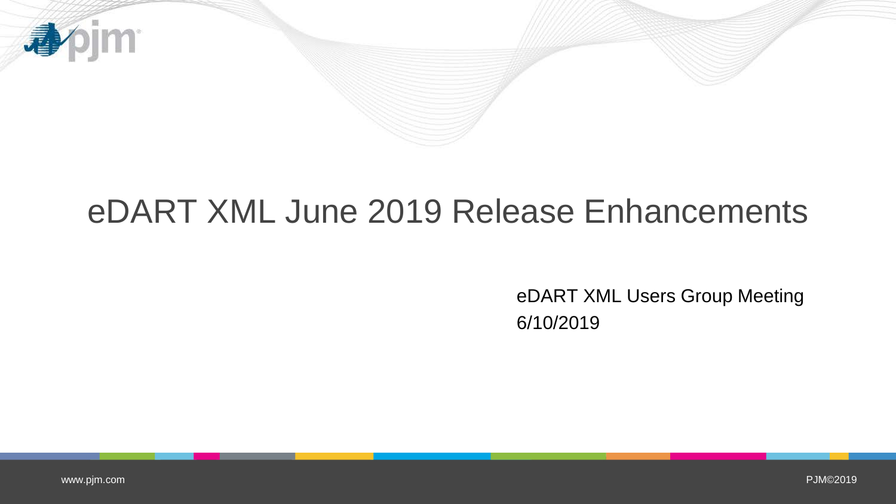# eDART XML June 2019 Release Enhancements

eDART XML Users Group Meeting
6/10/2019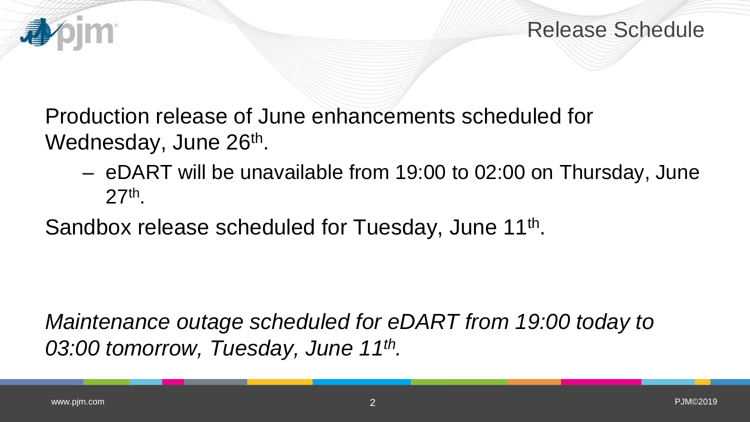# Release Schedule

Production release of June enhancements scheduled for Wednesday, June 26th.

- eDART will be unavailable from 19:00 to 02:00 on Thursday, June 27th.

Sandbox release scheduled for Tuesday, June 11th.

*Maintenance outage scheduled for eDART from 19:00 today to 03:00 tomorrow, Tuesday, June 11th.*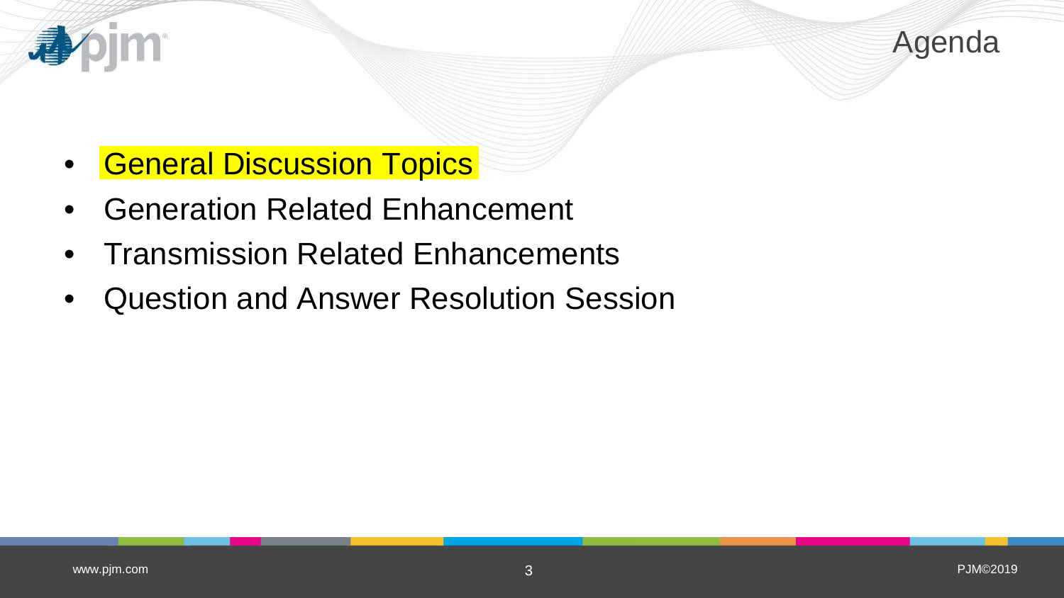# Agenda

- General Discussion Topics
- Generation Related Enhancement
- Transmission Related Enhancements
- Question and Answer Resolution Session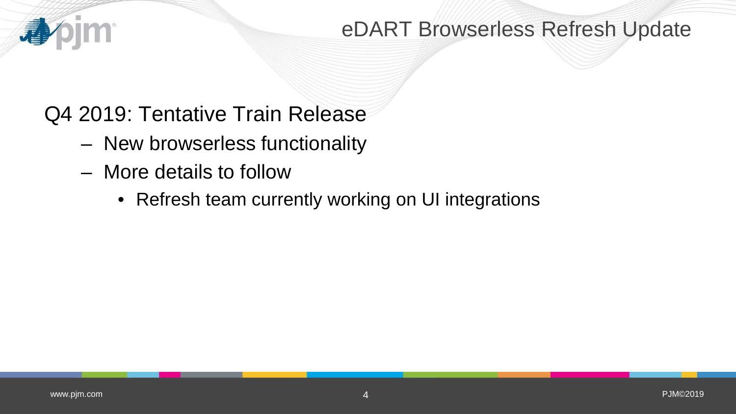# eDART Browserless Refresh Update

## Q4 2019: Tentative Train Release

- New browserless functionality
- More details to follow
  - Refresh team currently working on UI integrations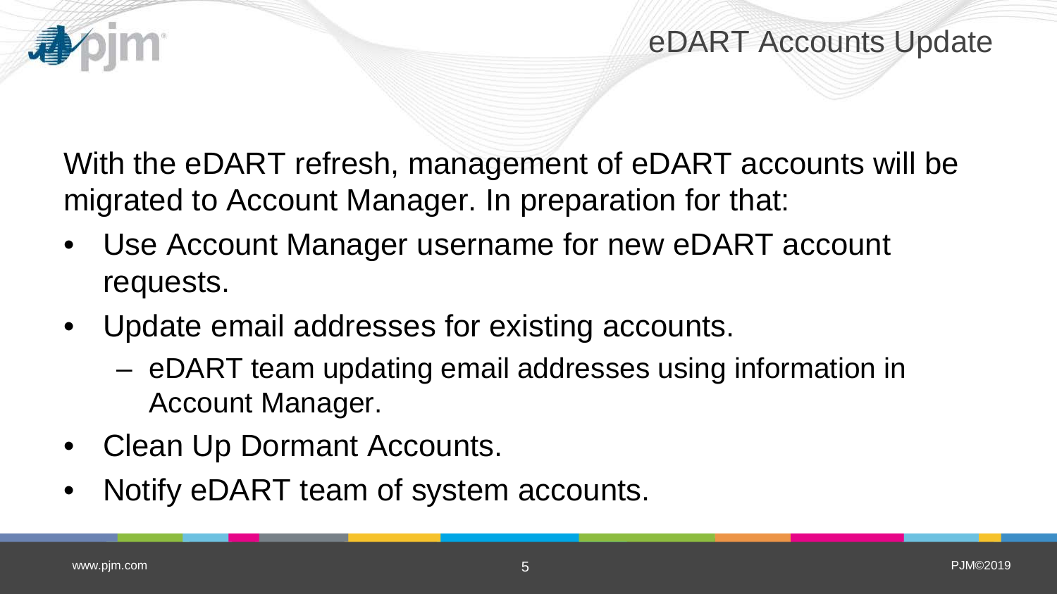# eDART Accounts Update

With the eDART refresh, management of eDART accounts will be migrated to Account Manager. In preparation for that:

- Use Account Manager username for new eDART account requests.
- Update email addresses for existing accounts.
  - eDART team updating email addresses using information in Account Manager.
- Clean Up Dormant Accounts.
- Notify eDART team of system accounts.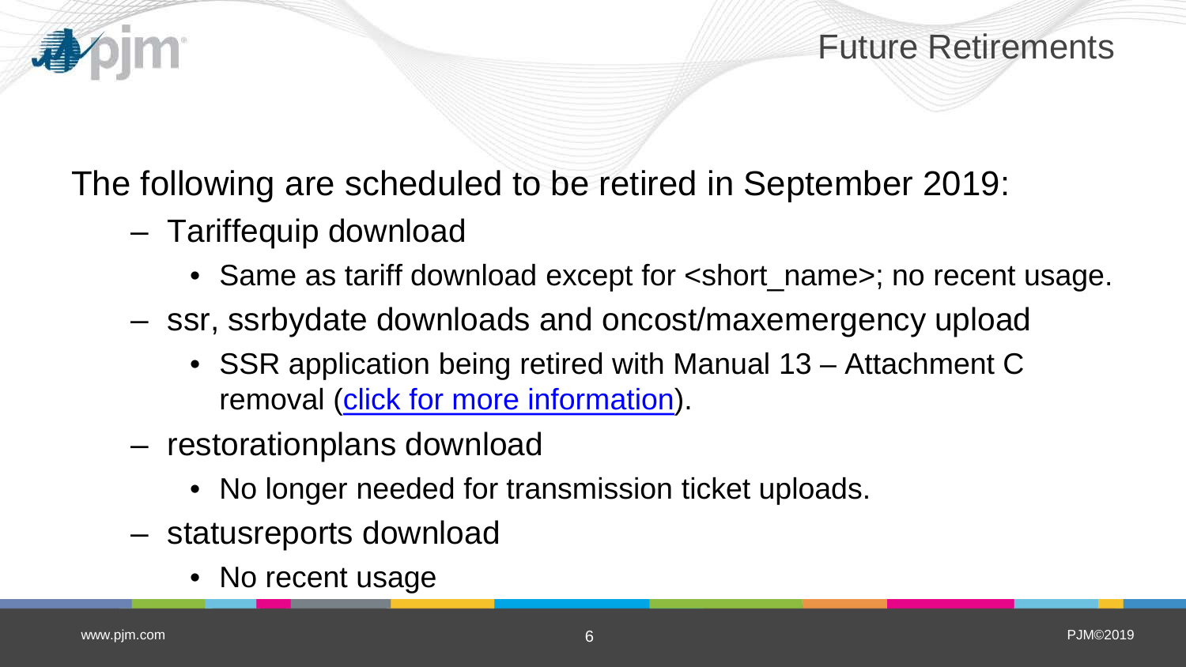# Future Retirements

The following are scheduled to be retired in September 2019:

- Tariffequip download
  - Same as tariff download except for <short_name>; no recent usage.
- ssr, ssrbydate downloads and oncost/maxemergency upload
  - SSR application being retired with Manual 13 – Attachment C removal (click for more information).
- restorationplans download
  - No longer needed for transmission ticket uploads.
- statusreports download
  - No recent usage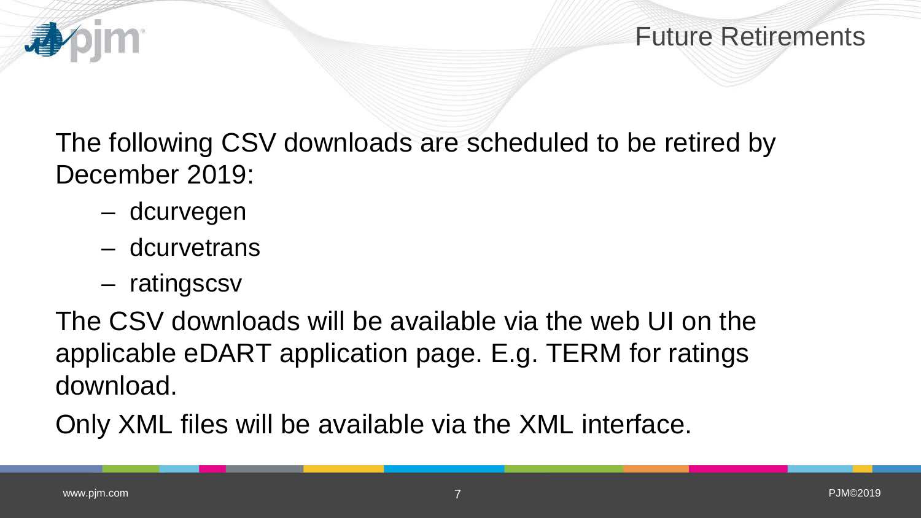# Future Retirements

The following CSV downloads are scheduled to be retired by December 2019:

- dcurvegen
- dcurvetrans
- ratingscsv

The CSV downloads will be available via the web UI on the applicable eDART application page. E.g. TERM for ratings download.

Only XML files will be available via the XML interface.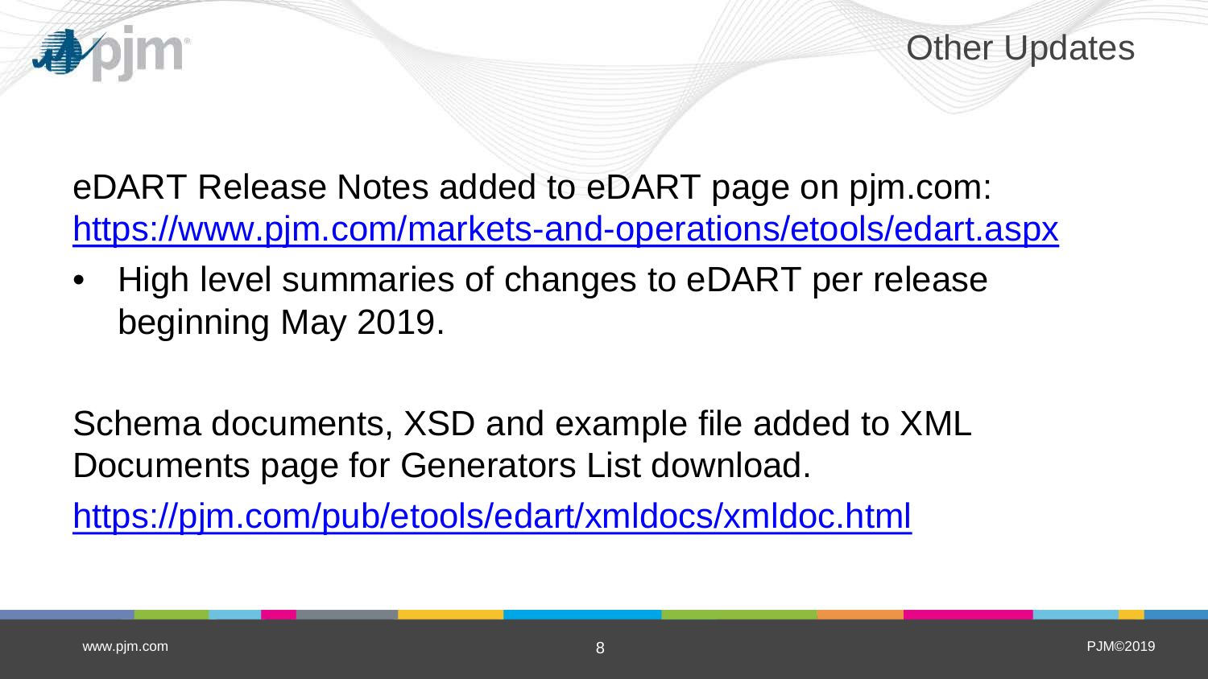# Other Updates

eDART Release Notes added to eDART page on pjm.com: https://www.pjm.com/markets-and-operations/etools/edart.aspx

- High level summaries of changes to eDART per release beginning May 2019.

Schema documents, XSD and example file added to XML Documents page for Generators List download.

https://pjm.com/pub/etools/edart/xmldocs/xmldoc.html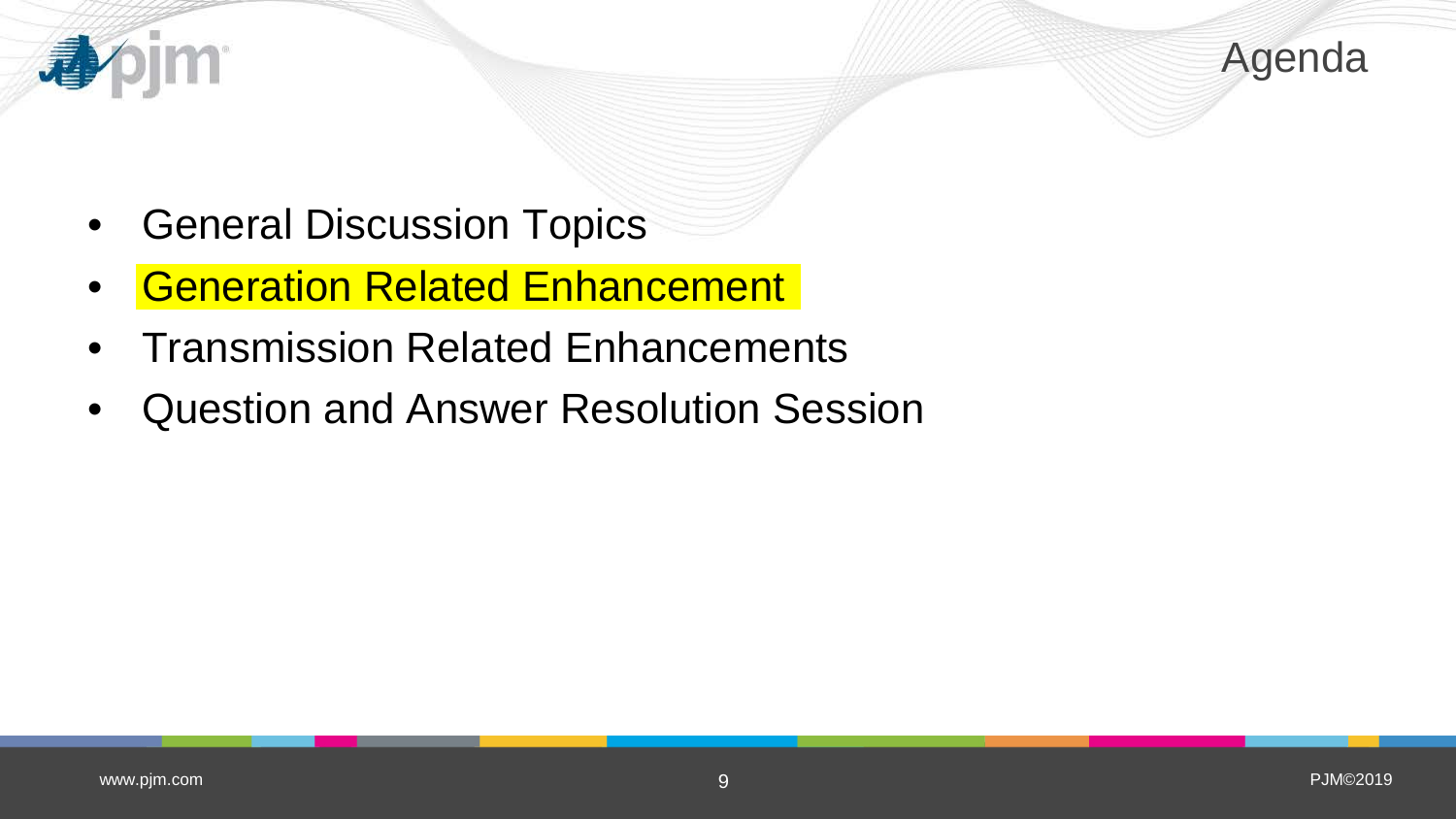# Agenda

- General Discussion Topics
- Generation Related Enhancement
- Transmission Related Enhancements
- Question and Answer Resolution Session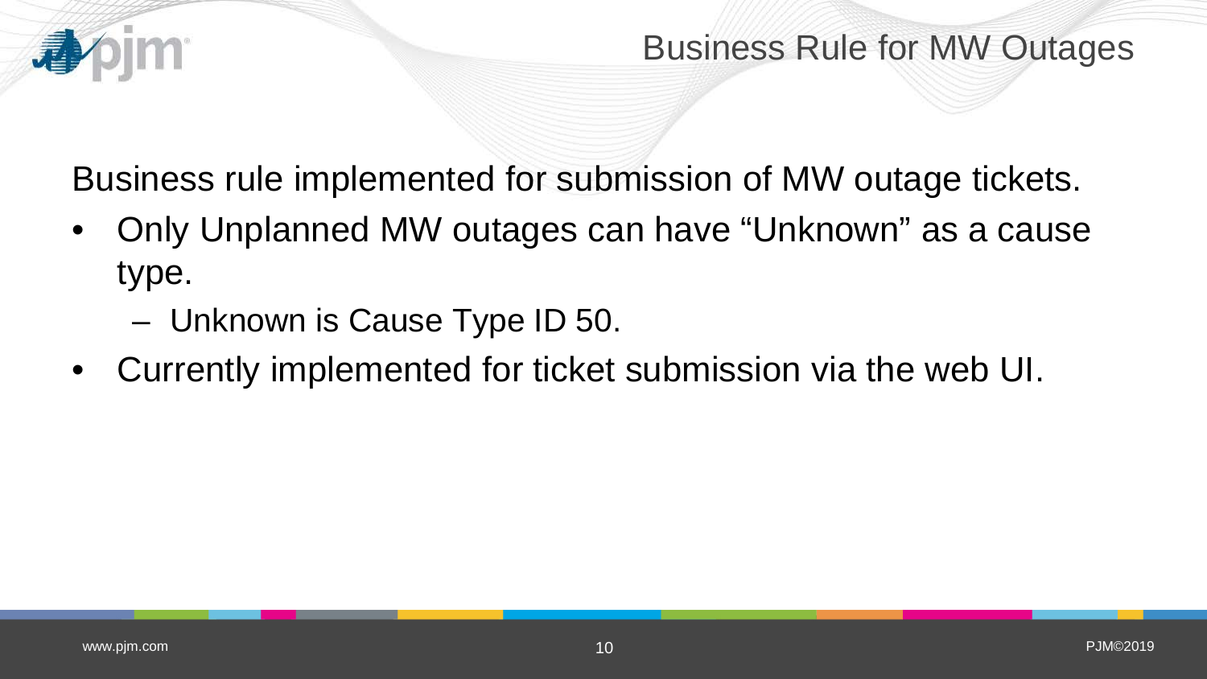# Business Rule for MW Outages

Business rule implemented for submission of MW outage tickets.

- Only Unplanned MW outages can have “Unknown” as a cause type.
  - Unknown is Cause Type ID 50.
- Currently implemented for ticket submission via the web UI.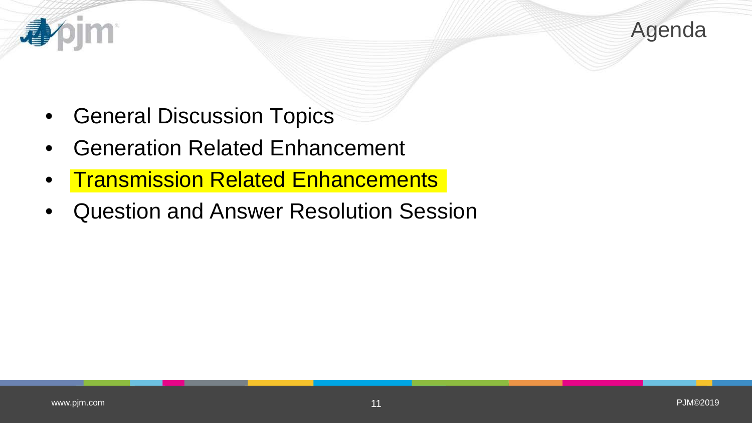# Agenda

- General Discussion Topics
- Generation Related Enhancement
- Transmission Related Enhancements
- Question and Answer Resolution Session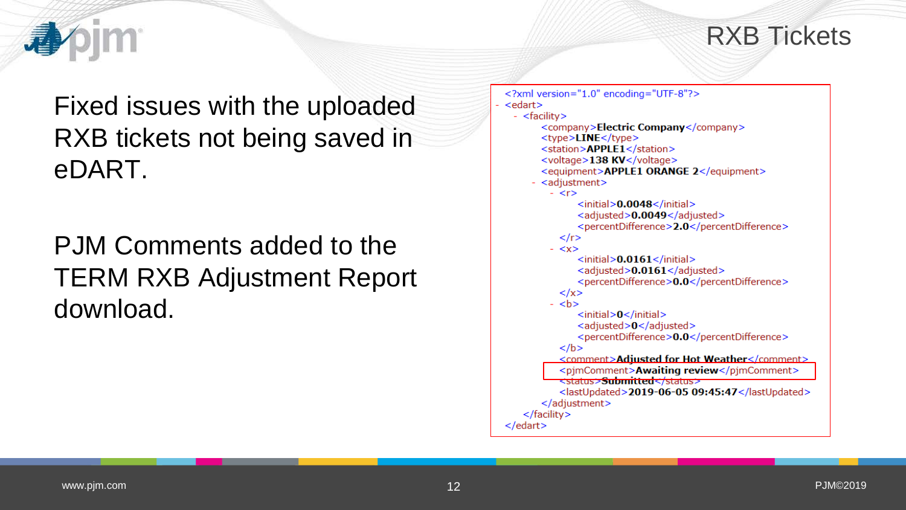# RXB Tickets

Fixed issues with the uploaded RXB tickets not being saved in eDART.

PJM Comments added to the TERM RXB Adjustment Report download.

```xml
<?xml version="1.0" encoding="UTF-8"?>
- <edart>
  - <facility>
      <company>Electric Company</company>
      <type>LINE</type>
      <station>APPLE1</station>
      <voltage>138 KV</voltage>
      <equipment>APPLE1 ORANGE 2</equipment>
    - <adjustment>
      - <r>
          <initial>0.0048</initial>
          <adjusted>0.0049</adjusted>
          <percentDifference>2.0</percentDifference>
        </r>
      - <x>
          <initial>0.0161</initial>
          <adjusted>0.0161</adjusted>
          <percentDifference>0.0</percentDifference>
        </x>
      - <b>
          <initial>0</initial>
          <adjusted>0</adjusted>
          <percentDifference>0.0</percentDifference>
        </b>
        <comment>Adjusted for Hot Weather</comment>
        <pjmComment>Awaiting review</pjmComment>
        <status>Submitted</status>
        <lastUpdated>2019-06-05 09:45:47</lastUpdated>
      </adjustment>
    </facility>
</edart>
```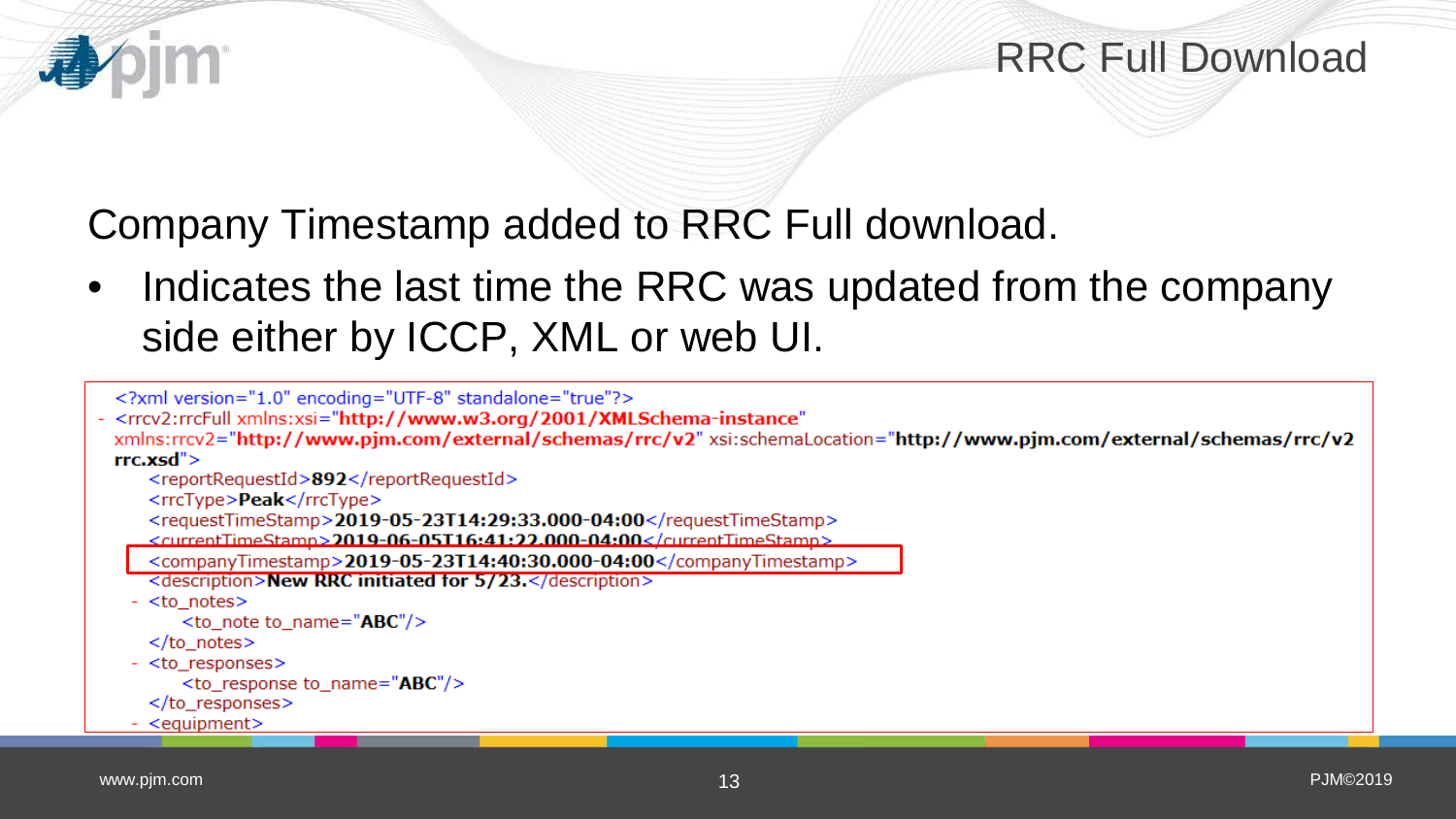# RRC Full Download

Company Timestamp added to RRC Full download.

- Indicates the last time the RRC was updated from the company side either by ICCP, XML or web UI.

```
<?xml version="1.0" encoding="UTF-8" standalone="true"?>
- <rrcv2:rrcFull xmlns:xsi="http://www.w3.org/2001/XMLSchema-instance"
  xmlns:rrcv2="http://www.pjm.com/external/schemas/rrc/v2" xsi:schemaLocation="http://www.pjm.com/external/schemas/rrc/v2
  rrc.xsd">
    <reportRequestId>892</reportRequestId>
    <rrcType>Peak</rrcType>
    <requestTimeStamp>2019-05-23T14:29:33.000-04:00</requestTimeStamp>
    <currentTimeStamp>2019-06-05T16:41:22.000-04:00</currentTimeStamp>
    <companyTimestamp>2019-05-23T14:40:30.000-04:00</companyTimestamp>
    <description>New RRC initiated for 5/23.</description>
  - <to_notes>
      <to_note to_name="ABC"/>
    </to_notes>
  - <to_responses>
      <to_response to_name="ABC"/>
    </to_responses>
  - <equipment>
```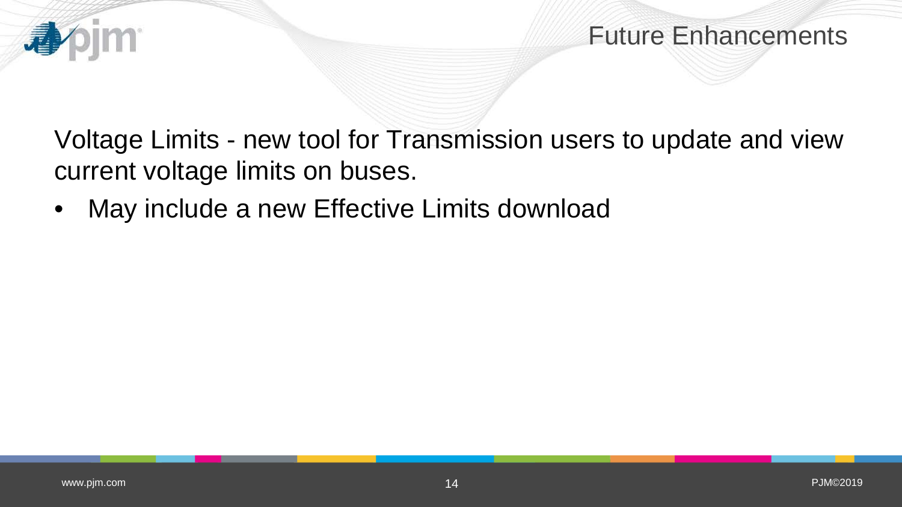# Future Enhancements

Voltage Limits - new tool for Transmission users to update and view current voltage limits on buses.

- May include a new Effective Limits download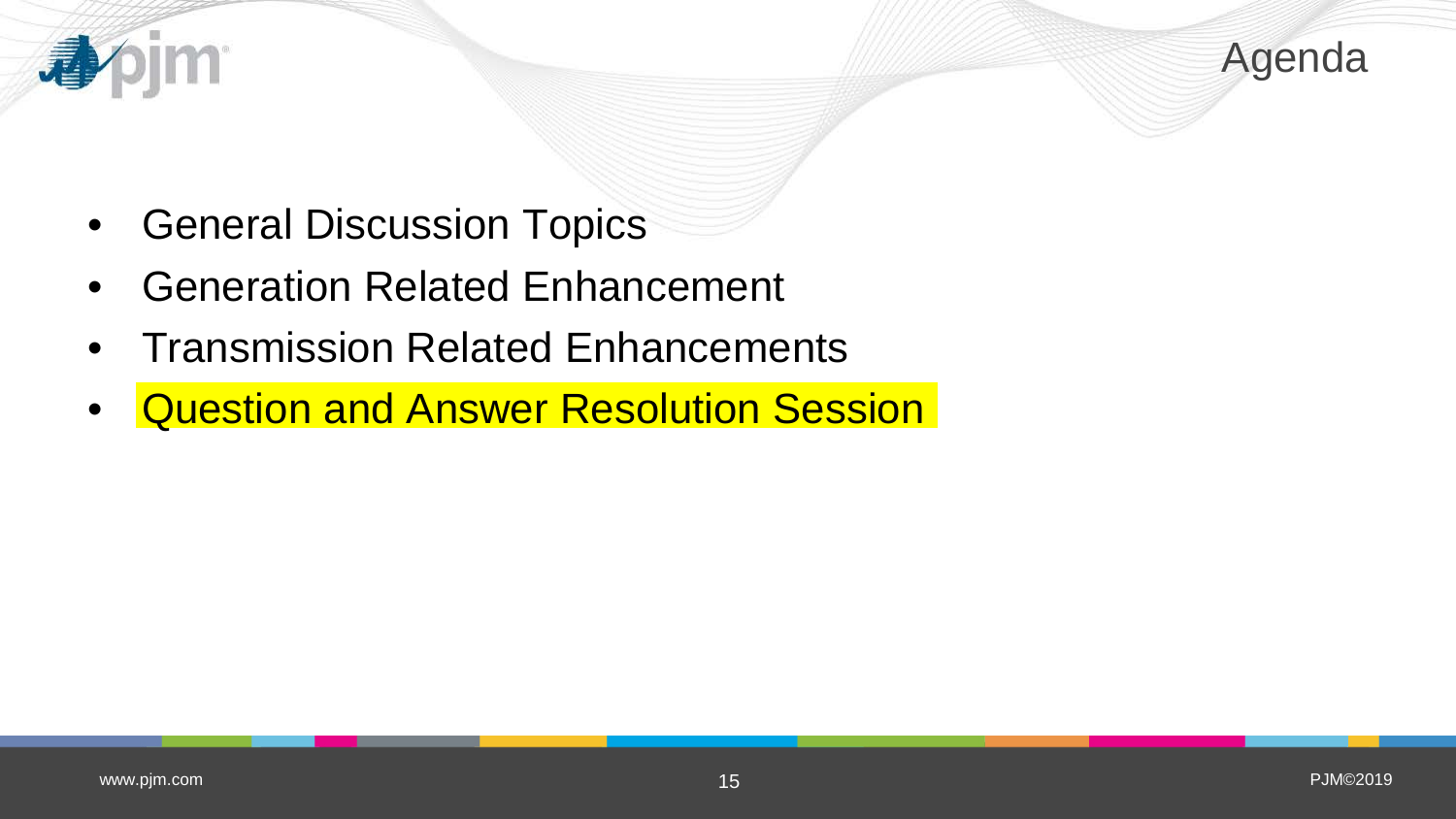# Agenda

- General Discussion Topics
- Generation Related Enhancement
- Transmission Related Enhancements
- Question and Answer Resolution Session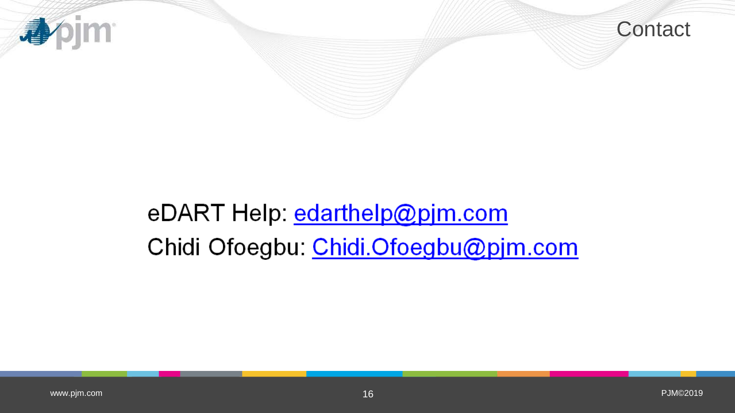# Contact

eDART Help: edarthelp@pjm.com

Chidi Ofoegbu: Chidi.Ofoegbu@pjm.com